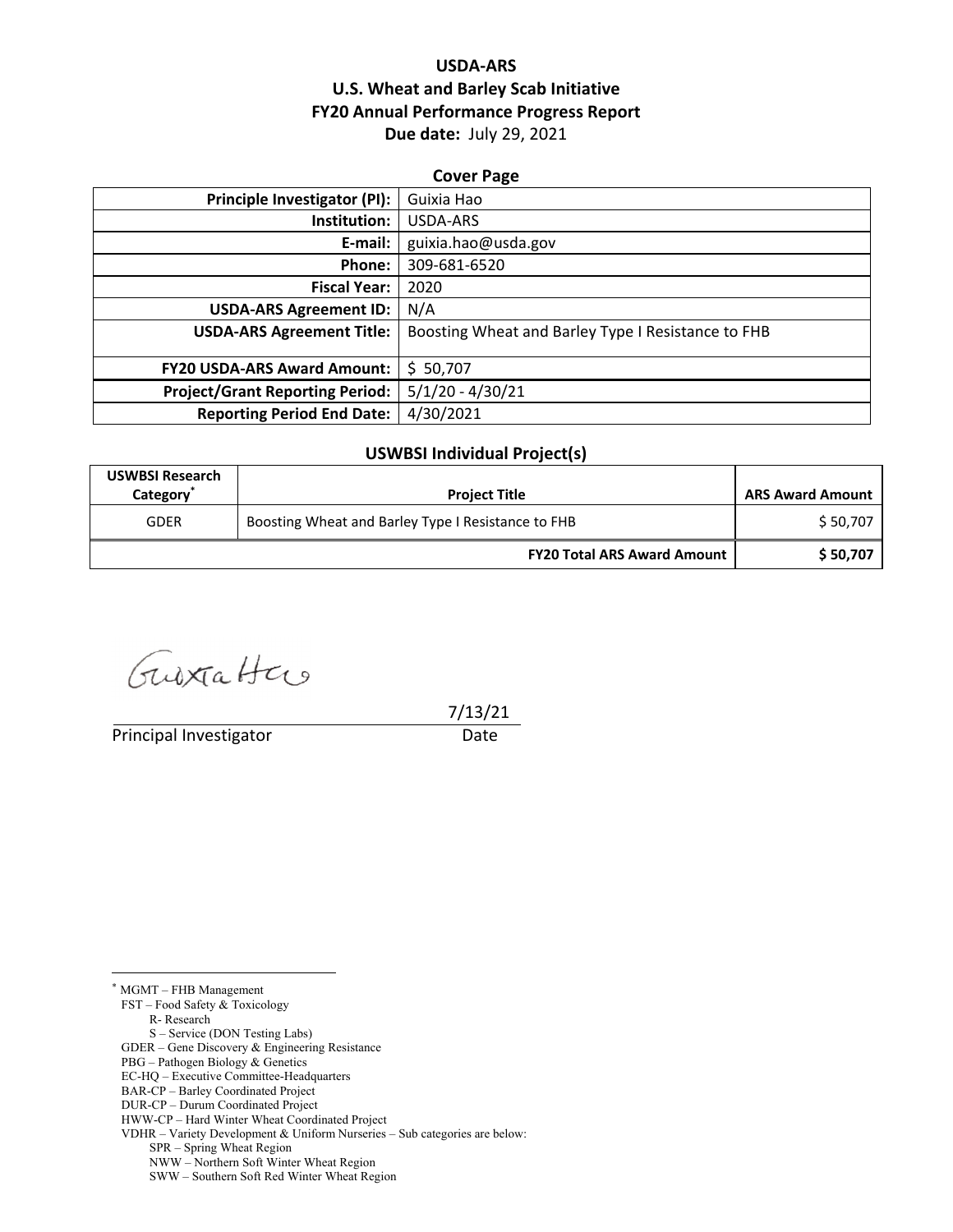# USDA-ARS
# U.S. Wheat and Barley Scab Initiative
# FY20 Annual Performance Progress Report
**Due date:** July 29, 2021

## Cover Page

| | |
|---|---|
| **Principle Investigator (PI):** | Guixia Hao |
| **Institution:** | USDA-ARS |
| **E-mail:** | guixia.hao@usda.gov |
| **Phone:** | 309-681-6520 |
| **Fiscal Year:** | 2020 |
| **USDA-ARS Agreement ID:** | N/A |
| **USDA-ARS Agreement Title:** | Boosting Wheat and Barley Type I Resistance to FHB |
| **FY20 USDA-ARS Award Amount:** | $ 50,707 |
| **Project/Grant Reporting Period:** | 5/1/20 - 4/30/21 |
| **Reporting Period End Date:** | 4/30/2021 |

## USWBSI Individual Project(s)

| USWBSI Research Category* | Project Title | ARS Award Amount |
|---|---|---|
| GDER | Boosting Wheat and Barley Type I Resistance to FHB | $ 50,707 |
| | **FY20 Total ARS Award Amount** | **$ 50,707** |

Guixia Hao

Principal Investigator 7/13/21
Date

---

\* MGMT – FHB Management
FST – Food Safety & Toxicology
R- Research
S – Service (DON Testing Labs)
GDER – Gene Discovery & Engineering Resistance
PBG – Pathogen Biology & Genetics
EC-HQ – Executive Committee-Headquarters
BAR-CP – Barley Coordinated Project
DUR-CP – Durum Coordinated Project
HWW-CP – Hard Winter Wheat Coordinated Project
VDHR – Variety Development & Uniform Nurseries – Sub categories are below:
SPR – Spring Wheat Region
NWW – Northern Soft Winter Wheat Region
SWW – Southern Soft Red Winter Wheat Region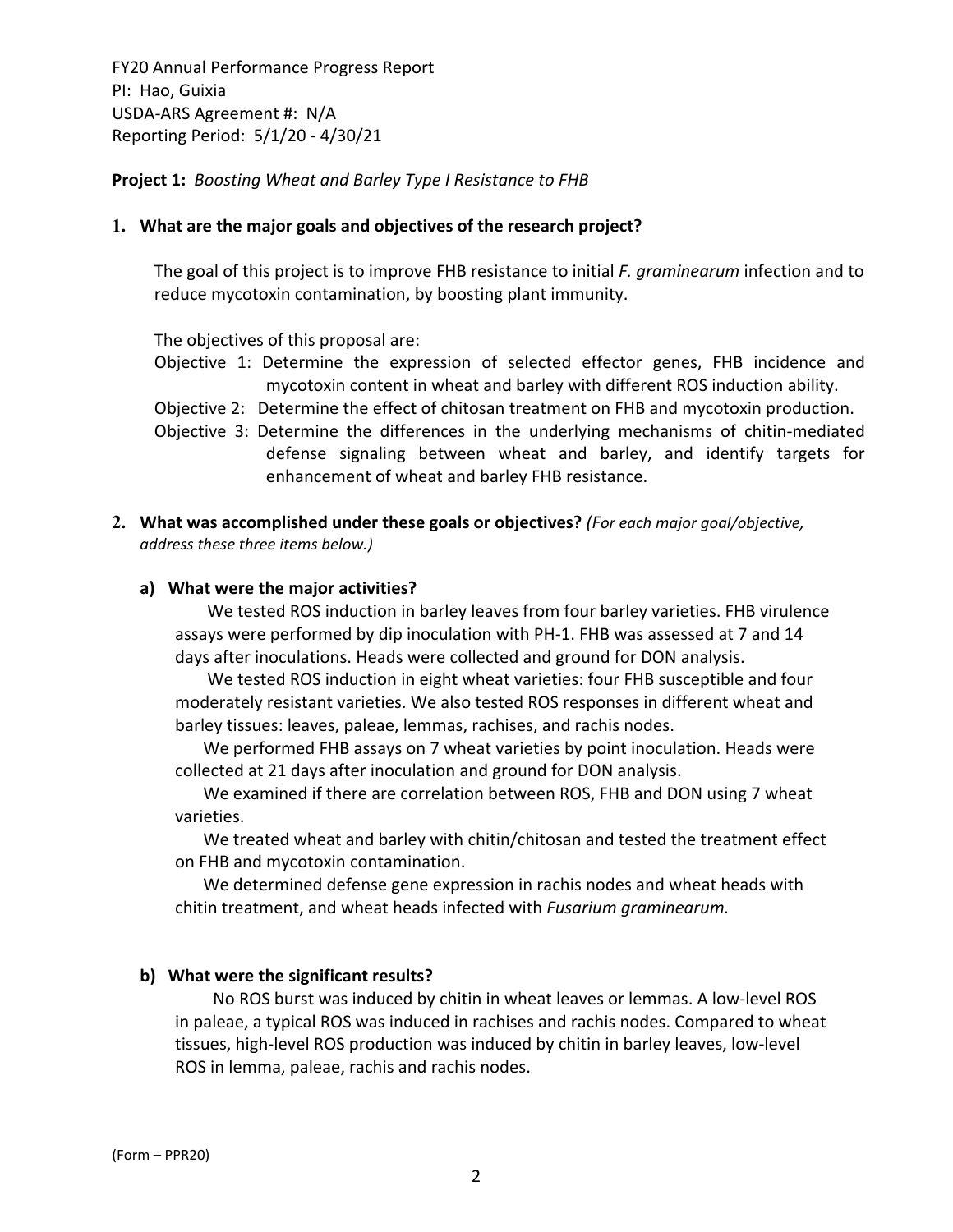FY20 Annual Performance Progress Report
PI: Hao, Guixia
USDA-ARS Agreement #: N/A
Reporting Period: 5/1/20 - 4/30/21

**Project 1:** *Boosting Wheat and Barley Type I Resistance to FHB*

**1. What are the major goals and objectives of the research project?**

The goal of this project is to improve FHB resistance to initial *F. graminearum* infection and to reduce mycotoxin contamination, by boosting plant immunity.

The objectives of this proposal are:

Objective 1: Determine the expression of selected effector genes, FHB incidence and mycotoxin content in wheat and barley with different ROS induction ability.

Objective 2: Determine the effect of chitosan treatment on FHB and mycotoxin production.

Objective 3: Determine the differences in the underlying mechanisms of chitin-mediated defense signaling between wheat and barley, and identify targets for enhancement of wheat and barley FHB resistance.

**2. What was accomplished under these goals or objectives?** *(For each major goal/objective, address these three items below.)*

**a) What were the major activities?**

We tested ROS induction in barley leaves from four barley varieties. FHB virulence assays were performed by dip inoculation with PH-1. FHB was assessed at 7 and 14 days after inoculations. Heads were collected and ground for DON analysis.

We tested ROS induction in eight wheat varieties: four FHB susceptible and four moderately resistant varieties. We also tested ROS responses in different wheat and barley tissues: leaves, paleae, lemmas, rachises, and rachis nodes.

We performed FHB assays on 7 wheat varieties by point inoculation. Heads were collected at 21 days after inoculation and ground for DON analysis.

We examined if there are correlation between ROS, FHB and DON using 7 wheat varieties.

We treated wheat and barley with chitin/chitosan and tested the treatment effect on FHB and mycotoxin contamination.

We determined defense gene expression in rachis nodes and wheat heads with chitin treatment, and wheat heads infected with *Fusarium graminearum.*

**b) What were the significant results?**

No ROS burst was induced by chitin in wheat leaves or lemmas. A low-level ROS in paleae, a typical ROS was induced in rachises and rachis nodes. Compared to wheat tissues, high-level ROS production was induced by chitin in barley leaves, low-level ROS in lemma, paleae, rachis and rachis nodes.

(Form – PPR20)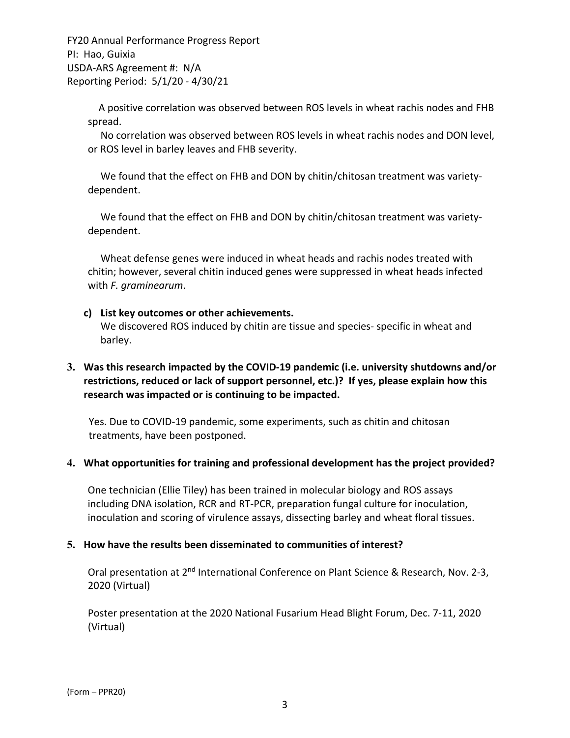A positive correlation was observed between ROS levels in wheat rachis nodes and FHB spread.

No correlation was observed between ROS levels in wheat rachis nodes and DON level, or ROS level in barley leaves and FHB severity.

We found that the effect on FHB and DON by chitin/chitosan treatment was variety-dependent.

We found that the effect on FHB and DON by chitin/chitosan treatment was variety-dependent.

Wheat defense genes were induced in wheat heads and rachis nodes treated with chitin; however, several chitin induced genes were suppressed in wheat heads infected with *F. graminearum*.

**c) List key outcomes or other achievements.**

We discovered ROS induced by chitin are tissue and species- specific in wheat and barley.

**3. Was this research impacted by the COVID-19 pandemic (i.e. university shutdowns and/or restrictions, reduced or lack of support personnel, etc.)? If yes, please explain how this research was impacted or is continuing to be impacted.**

Yes. Due to COVID-19 pandemic, some experiments, such as chitin and chitosan treatments, have been postponed.

**4. What opportunities for training and professional development has the project provided?**

One technician (Ellie Tiley) has been trained in molecular biology and ROS assays including DNA isolation, RCR and RT-PCR, preparation fungal culture for inoculation, inoculation and scoring of virulence assays, dissecting barley and wheat floral tissues.

**5. How have the results been disseminated to communities of interest?**

Oral presentation at 2nd International Conference on Plant Science & Research, Nov. 2-3, 2020 (Virtual)

Poster presentation at the 2020 National Fusarium Head Blight Forum, Dec. 7-11, 2020 (Virtual)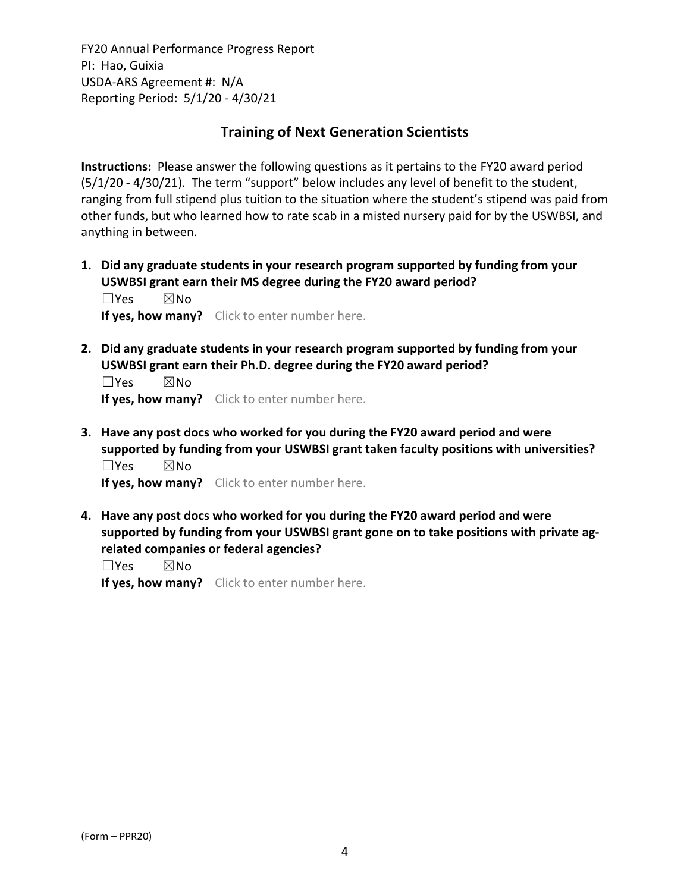## Training of Next Generation Scientists

**Instructions:** Please answer the following questions as it pertains to the FY20 award period (5/1/20 - 4/30/21). The term "support" below includes any level of benefit to the student, ranging from full stipend plus tuition to the situation where the student's stipend was paid from other funds, but who learned how to rate scab in a misted nursery paid for by the USWBSI, and anything in between.

1. **Did any graduate students in your research program supported by funding from your USWBSI grant earn their MS degree during the FY20 award period?**
   ☐Yes ☒No
   **If yes, how many?** Click to enter number here.

2. **Did any graduate students in your research program supported by funding from your USWBSI grant earn their Ph.D. degree during the FY20 award period?**
   ☐Yes ☒No
   **If yes, how many?** Click to enter number here.

3. **Have any post docs who worked for you during the FY20 award period and were supported by funding from your USWBSI grant taken faculty positions with universities?**
   ☐Yes ☒No
   **If yes, how many?** Click to enter number here.

4. **Have any post docs who worked for you during the FY20 award period and were supported by funding from your USWBSI grant gone on to take positions with private ag-related companies or federal agencies?**
   ☐Yes ☒No
   **If yes, how many?** Click to enter number here.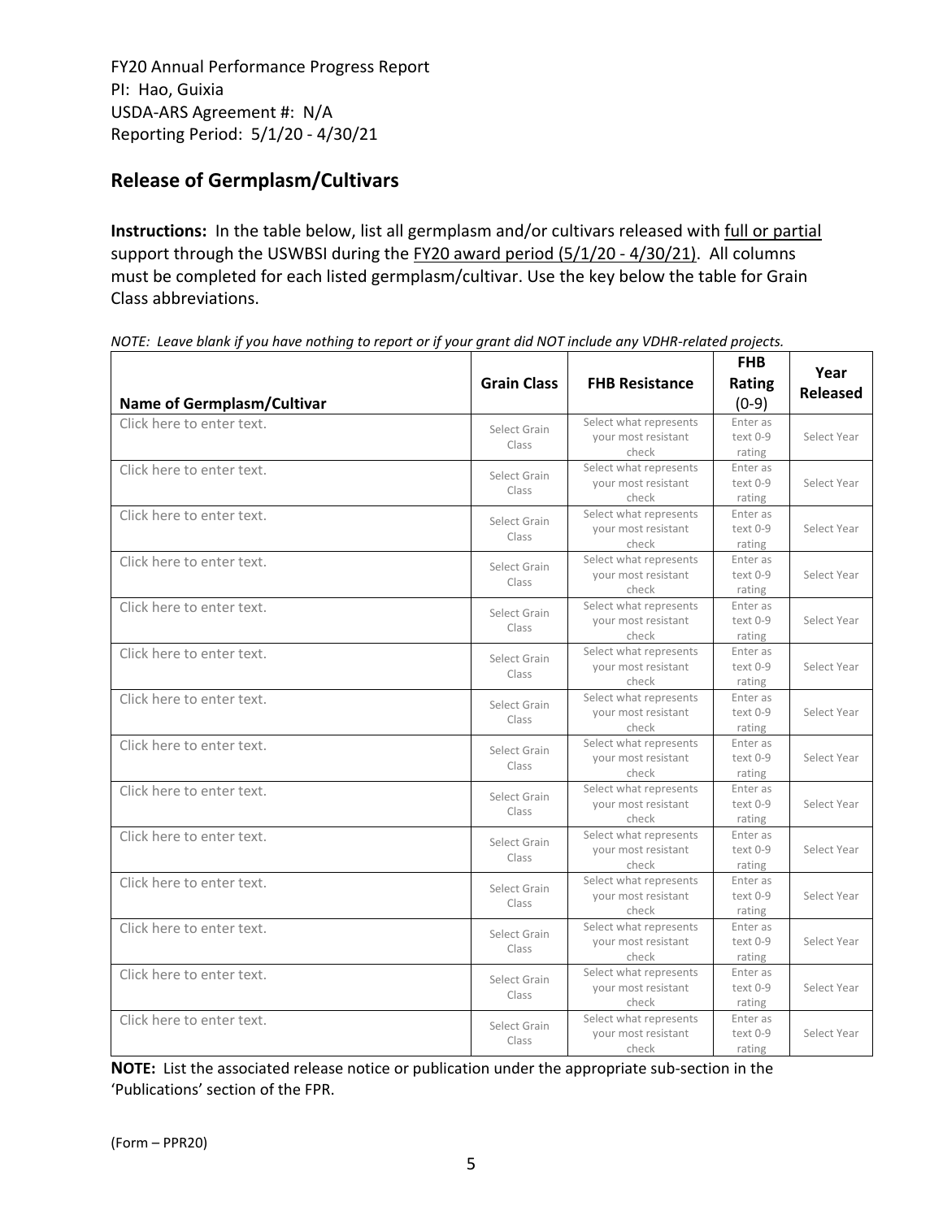FY20 Annual Performance Progress Report
PI: Hao, Guixia
USDA-ARS Agreement #: N/A
Reporting Period: 5/1/20 - 4/30/21

## Release of Germplasm/Cultivars

**Instructions:** In the table below, list all germplasm and/or cultivars released with full or partial support through the USWBSI during the FY20 award period (5/1/20 - 4/30/21). All columns must be completed for each listed germplasm/cultivar. Use the key below the table for Grain Class abbreviations.

*NOTE: Leave blank if you have nothing to report or if your grant did NOT include any VDHR-related projects.*

| Name of Germplasm/Cultivar | Grain Class | FHB Resistance | FHB Rating (0-9) | Year Released |
|---|---|---|---|---|
| Click here to enter text. | Select Grain Class | Select what represents your most resistant check | Enter as text 0-9 rating | Select Year |
| Click here to enter text. | Select Grain Class | Select what represents your most resistant check | Enter as text 0-9 rating | Select Year |
| Click here to enter text. | Select Grain Class | Select what represents your most resistant check | Enter as text 0-9 rating | Select Year |
| Click here to enter text. | Select Grain Class | Select what represents your most resistant check | Enter as text 0-9 rating | Select Year |
| Click here to enter text. | Select Grain Class | Select what represents your most resistant check | Enter as text 0-9 rating | Select Year |
| Click here to enter text. | Select Grain Class | Select what represents your most resistant check | Enter as text 0-9 rating | Select Year |
| Click here to enter text. | Select Grain Class | Select what represents your most resistant check | Enter as text 0-9 rating | Select Year |
| Click here to enter text. | Select Grain Class | Select what represents your most resistant check | Enter as text 0-9 rating | Select Year |
| Click here to enter text. | Select Grain Class | Select what represents your most resistant check | Enter as text 0-9 rating | Select Year |
| Click here to enter text. | Select Grain Class | Select what represents your most resistant check | Enter as text 0-9 rating | Select Year |
| Click here to enter text. | Select Grain Class | Select what represents your most resistant check | Enter as text 0-9 rating | Select Year |
| Click here to enter text. | Select Grain Class | Select what represents your most resistant check | Enter as text 0-9 rating | Select Year |
| Click here to enter text. | Select Grain Class | Select what represents your most resistant check | Enter as text 0-9 rating | Select Year |
| Click here to enter text. | Select Grain Class | Select what represents your most resistant check | Enter as text 0-9 rating | Select Year |

**NOTE:** List the associated release notice or publication under the appropriate sub-section in the 'Publications' section of the FPR.

(Form – PPR20)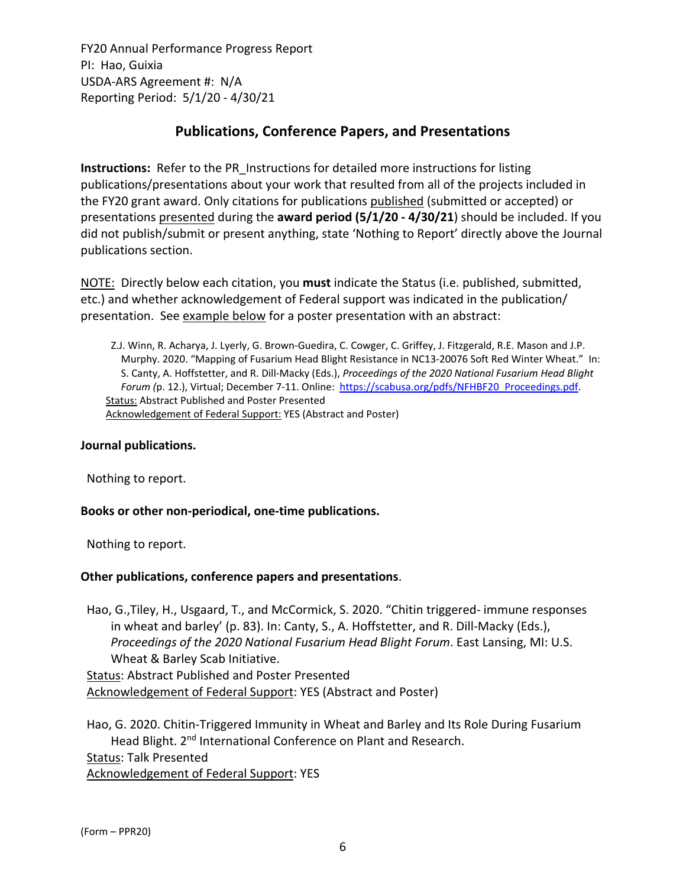FY20 Annual Performance Progress Report
PI: Hao, Guixia
USDA-ARS Agreement #: N/A
Reporting Period: 5/1/20 - 4/30/21

## Publications, Conference Papers, and Presentations

**Instructions:** Refer to the PR_Instructions for detailed more instructions for listing publications/presentations about your work that resulted from all of the projects included in the FY20 grant award. Only citations for publications published (submitted or accepted) or presentations presented during the **award period (5/1/20 - 4/30/21**) should be included. If you did not publish/submit or present anything, state 'Nothing to Report' directly above the Journal publications section.

NOTE: Directly below each citation, you **must** indicate the Status (i.e. published, submitted, etc.) and whether acknowledgement of Federal support was indicated in the publication/ presentation. See example below for a poster presentation with an abstract:

> Z.J. Winn, R. Acharya, J. Lyerly, G. Brown-Guedira, C. Cowger, C. Griffey, J. Fitzgerald, R.E. Mason and J.P. Murphy. 2020. "Mapping of Fusarium Head Blight Resistance in NC13-20076 Soft Red Winter Wheat." In: S. Canty, A. Hoffstetter, and R. Dill-Macky (Eds.), *Proceedings of the 2020 National Fusarium Head Blight Forum (*p. 12.), Virtual; December 7-11. Online: https://scabusa.org/pdfs/NFHBF20_Proceedings.pdf.
> Status: Abstract Published and Poster Presented
> Acknowledgement of Federal Support: YES (Abstract and Poster)

**Journal publications.**

Nothing to report.

**Books or other non-periodical, one-time publications.**

Nothing to report.

**Other publications, conference papers and presentations**.

Hao, G.,Tiley, H., Usgaard, T., and McCormick, S. 2020. "Chitin triggered- immune responses in wheat and barley' (p. 83). In: Canty, S., A. Hoffstetter, and R. Dill-Macky (Eds.), *Proceedings of the 2020 National Fusarium Head Blight Forum*. East Lansing, MI: U.S. Wheat & Barley Scab Initiative.
Status: Abstract Published and Poster Presented
Acknowledgement of Federal Support: YES (Abstract and Poster)

Hao, G. 2020. Chitin-Triggered Immunity in Wheat and Barley and Its Role During Fusarium Head Blight. 2nd International Conference on Plant and Research.
Status: Talk Presented
Acknowledgement of Federal Support: YES

(Form – PPR20)